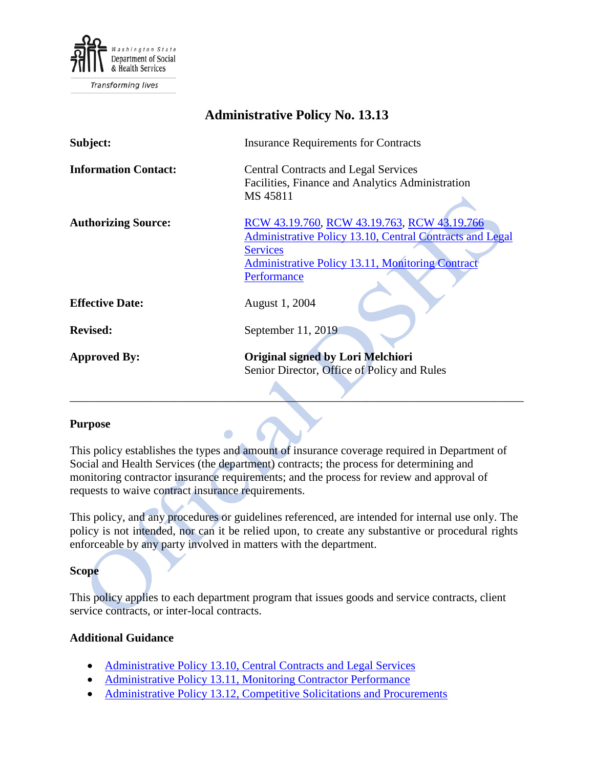Washington State Department of Social & Health Services

Transforming lives

# Administrative Policy No. 13.13

| | |
|---|---|
| **Subject:** | Insurance Requirements for Contracts |
| **Information Contact:** | Central Contracts and Legal Services<br>Facilities, Finance and Analytics Administration<br>MS 45811 |
| **Authorizing Source:** | RCW 43.19.760, RCW 43.19.763, RCW 43.19.766<br>Administrative Policy 13.10, Central Contracts and Legal Services<br>Administrative Policy 13.11, Monitoring Contract Performance |
| **Effective Date:** | August 1, 2004 |
| **Revised:** | September 11, 2019 |
| **Approved By:** | **Original signed by Lori Melchiori**<br>Senior Director, Office of Policy and Rules |

---

### Purpose

This policy establishes the types and amount of insurance coverage required in Department of Social and Health Services (the department) contracts; the process for determining and monitoring contractor insurance requirements; and the process for review and approval of requests to waive contract insurance requirements.

This policy, and any procedures or guidelines referenced, are intended for internal use only. The policy is not intended, nor can it be relied upon, to create any substantive or procedural rights enforceable by any party involved in matters with the department.

### Scope

This policy applies to each department program that issues goods and service contracts, client service contracts, or inter-local contracts.

### Additional Guidance

- Administrative Policy 13.10, Central Contracts and Legal Services
- Administrative Policy 13.11, Monitoring Contractor Performance
- Administrative Policy 13.12, Competitive Solicitations and Procurements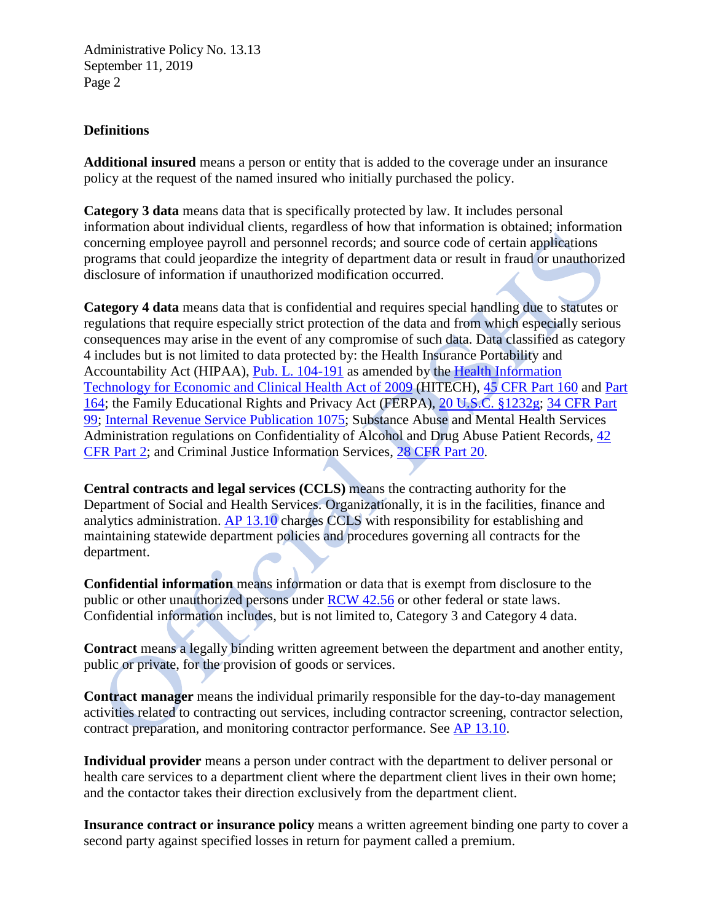## Definitions

**Additional insured** means a person or entity that is added to the coverage under an insurance policy at the request of the named insured who initially purchased the policy.

**Category 3 data** means data that is specifically protected by law. It includes personal information about individual clients, regardless of how that information is obtained; information concerning employee payroll and personnel records; and source code of certain applications programs that could jeopardize the integrity of department data or result in fraud or unauthorized disclosure of information if unauthorized modification occurred.

**Category 4 data** means data that is confidential and requires special handling due to statutes or regulations that require especially strict protection of the data and from which especially serious consequences may arise in the event of any compromise of such data. Data classified as category 4 includes but is not limited to data protected by: the Health Insurance Portability and Accountability Act (HIPAA), Pub. L. 104-191 as amended by the Health Information Technology for Economic and Clinical Health Act of 2009 (HITECH), 45 CFR Part 160 and Part 164; the Family Educational Rights and Privacy Act (FERPA), 20 U.S.C. §1232g; 34 CFR Part 99; Internal Revenue Service Publication 1075; Substance Abuse and Mental Health Services Administration regulations on Confidentiality of Alcohol and Drug Abuse Patient Records, 42 CFR Part 2; and Criminal Justice Information Services, 28 CFR Part 20.

**Central contracts and legal services (CCLS)** means the contracting authority for the Department of Social and Health Services. Organizationally, it is in the facilities, finance and analytics administration. AP 13.10 charges CCLS with responsibility for establishing and maintaining statewide department policies and procedures governing all contracts for the department.

**Confidential information** means information or data that is exempt from disclosure to the public or other unauthorized persons under RCW 42.56 or other federal or state laws. Confidential information includes, but is not limited to, Category 3 and Category 4 data.

**Contract** means a legally binding written agreement between the department and another entity, public or private, for the provision of goods or services.

**Contract manager** means the individual primarily responsible for the day-to-day management activities related to contracting out services, including contractor screening, contractor selection, contract preparation, and monitoring contractor performance. See AP 13.10.

**Individual provider** means a person under contract with the department to deliver personal or health care services to a department client where the department client lives in their own home; and the contactor takes their direction exclusively from the department client.

**Insurance contract or insurance policy** means a written agreement binding one party to cover a second party against specified losses in return for payment called a premium.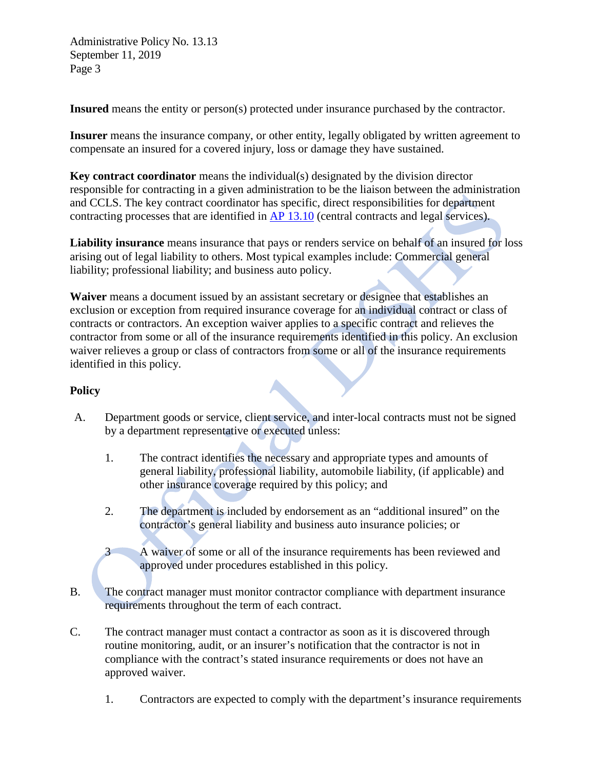**Insured** means the entity or person(s) protected under insurance purchased by the contractor.

**Insurer** means the insurance company, or other entity, legally obligated by written agreement to compensate an insured for a covered injury, loss or damage they have sustained.

**Key contract coordinator** means the individual(s) designated by the division director responsible for contracting in a given administration to be the liaison between the administration and CCLS. The key contract coordinator has specific, direct responsibilities for department contracting processes that are identified in [AP 13.10](AP 13.10) (central contracts and legal services).

**Liability insurance** means insurance that pays or renders service on behalf of an insured for loss arising out of legal liability to others. Most typical examples include: Commercial general liability; professional liability; and business auto policy.

**Waiver** means a document issued by an assistant secretary or designee that establishes an exclusion or exception from required insurance coverage for an individual contract or class of contracts or contractors. An exception waiver applies to a specific contract and relieves the contractor from some or all of the insurance requirements identified in this policy. An exclusion waiver relieves a group or class of contractors from some or all of the insurance requirements identified in this policy.

## Policy

A. Department goods or service, client service, and inter-local contracts must not be signed by a department representative or executed unless:

   1. The contract identifies the necessary and appropriate types and amounts of general liability, professional liability, automobile liability, (if applicable) and other insurance coverage required by this policy; and

   2. The department is included by endorsement as an "additional insured" on the contractor's general liability and business auto insurance policies; or

   3 A waiver of some or all of the insurance requirements has been reviewed and approved under procedures established in this policy.

B. The contract manager must monitor contractor compliance with department insurance requirements throughout the term of each contract.

C. The contract manager must contact a contractor as soon as it is discovered through routine monitoring, audit, or an insurer's notification that the contractor is not in compliance with the contract's stated insurance requirements or does not have an approved waiver.

   1. Contractors are expected to comply with the department's insurance requirements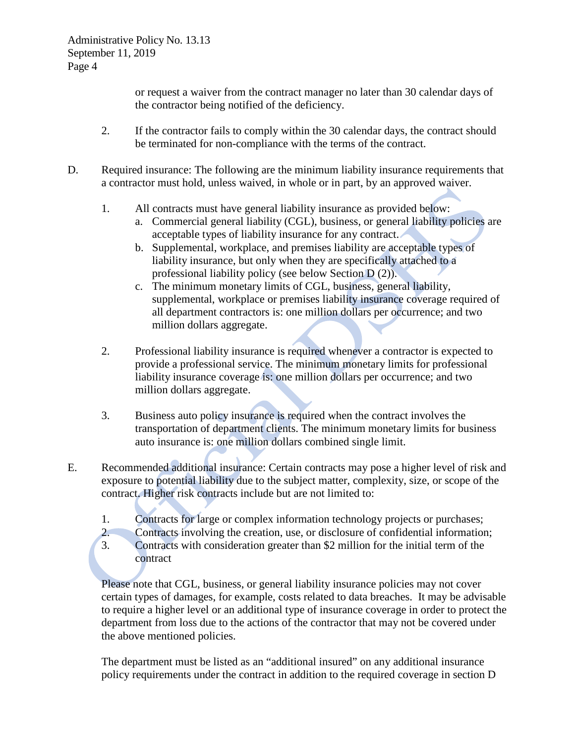or request a waiver from the contract manager no later than 30 calendar days of the contractor being notified of the deficiency.

2. If the contractor fails to comply within the 30 calendar days, the contract should be terminated for non-compliance with the terms of the contract.

D. Required insurance: The following are the minimum liability insurance requirements that a contractor must hold, unless waived, in whole or in part, by an approved waiver.

1. All contracts must have general liability insurance as provided below:
   a. Commercial general liability (CGL), business, or general liability policies are acceptable types of liability insurance for any contract.
   b. Supplemental, workplace, and premises liability are acceptable types of liability insurance, but only when they are specifically attached to a professional liability policy (see below Section D (2)).
   c. The minimum monetary limits of CGL, business, general liability, supplemental, workplace or premises liability insurance coverage required of all department contractors is: one million dollars per occurrence; and two million dollars aggregate.

2. Professional liability insurance is required whenever a contractor is expected to provide a professional service. The minimum monetary limits for professional liability insurance coverage is: one million dollars per occurrence; and two million dollars aggregate.

3. Business auto policy insurance is required when the contract involves the transportation of department clients. The minimum monetary limits for business auto insurance is: one million dollars combined single limit.

E. Recommended additional insurance: Certain contracts may pose a higher level of risk and exposure to potential liability due to the subject matter, complexity, size, or scope of the contract. Higher risk contracts include but are not limited to:

1. Contracts for large or complex information technology projects or purchases;
2. Contracts involving the creation, use, or disclosure of confidential information;
3. Contracts with consideration greater than $2 million for the initial term of the contract

Please note that CGL, business, or general liability insurance policies may not cover certain types of damages, for example, costs related to data breaches. It may be advisable to require a higher level or an additional type of insurance coverage in order to protect the department from loss due to the actions of the contractor that may not be covered under the above mentioned policies.

The department must be listed as an "additional insured" on any additional insurance policy requirements under the contract in addition to the required coverage in section D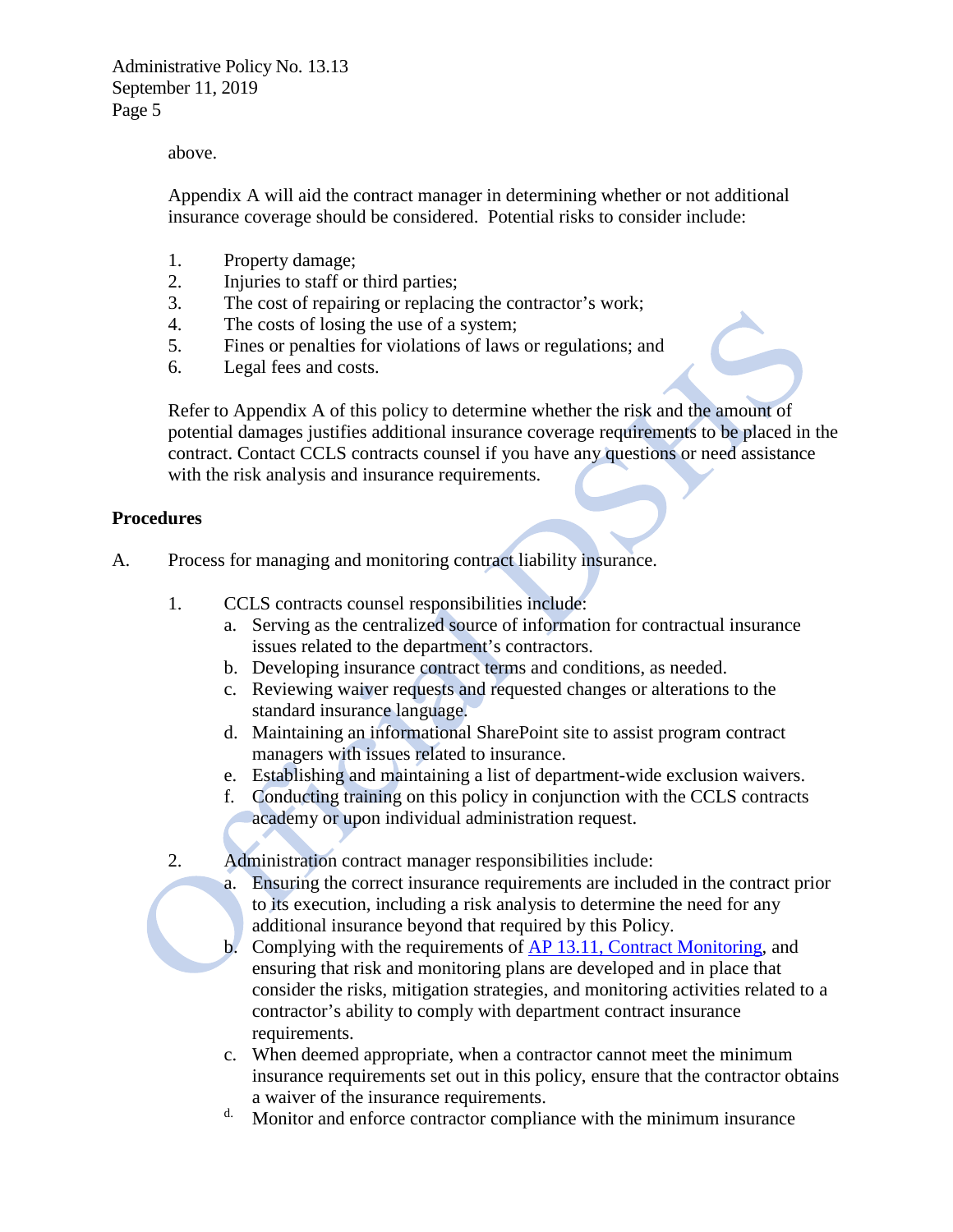above.

Appendix A will aid the contract manager in determining whether or not additional insurance coverage should be considered. Potential risks to consider include:

1. Property damage;
2. Injuries to staff or third parties;
3. The cost of repairing or replacing the contractor's work;
4. The costs of losing the use of a system;
5. Fines or penalties for violations of laws or regulations; and
6. Legal fees and costs.

Refer to Appendix A of this policy to determine whether the risk and the amount of potential damages justifies additional insurance coverage requirements to be placed in the contract. Contact CCLS contracts counsel if you have any questions or need assistance with the risk analysis and insurance requirements.

**Procedures**

A. Process for managing and monitoring contract liability insurance.

   1. CCLS contracts counsel responsibilities include:
      a. Serving as the centralized source of information for contractual insurance issues related to the department's contractors.
      b. Developing insurance contract terms and conditions, as needed.
      c. Reviewing waiver requests and requested changes or alterations to the standard insurance language.
      d. Maintaining an informational SharePoint site to assist program contract managers with issues related to insurance.
      e. Establishing and maintaining a list of department-wide exclusion waivers.
      f. Conducting training on this policy in conjunction with the CCLS contracts academy or upon individual administration request.

   2. Administration contract manager responsibilities include:
      a. Ensuring the correct insurance requirements are included in the contract prior to its execution, including a risk analysis to determine the need for any additional insurance beyond that required by this Policy.
      b. Complying with the requirements of [AP 13.11, Contract Monitoring](), and ensuring that risk and monitoring plans are developed and in place that consider the risks, mitigation strategies, and monitoring activities related to a contractor's ability to comply with department contract insurance requirements.
      c. When deemed appropriate, when a contractor cannot meet the minimum insurance requirements set out in this policy, ensure that the contractor obtains a waiver of the insurance requirements.
      d. Monitor and enforce contractor compliance with the minimum insurance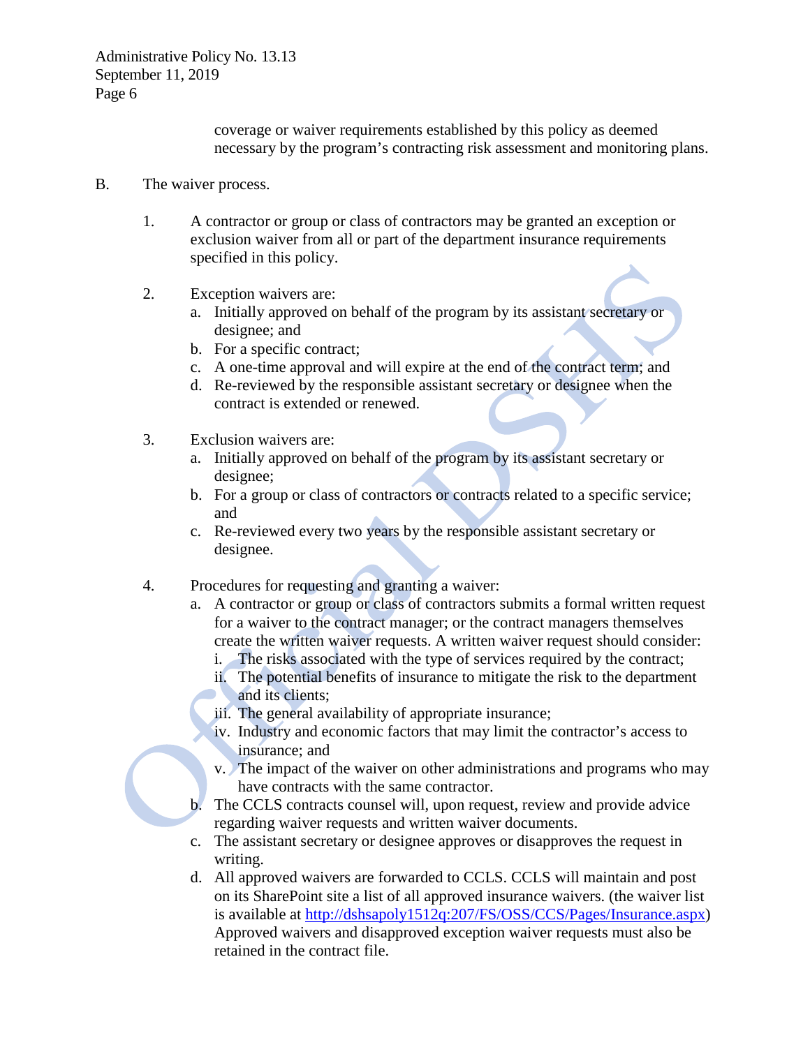coverage or waiver requirements established by this policy as deemed necessary by the program's contracting risk assessment and monitoring plans.

B. The waiver process.

1. A contractor or group or class of contractors may be granted an exception or exclusion waiver from all or part of the department insurance requirements specified in this policy.

2. Exception waivers are:
   a. Initially approved on behalf of the program by its assistant secretary or designee; and
   b. For a specific contract;
   c. A one-time approval and will expire at the end of the contract term; and
   d. Re-reviewed by the responsible assistant secretary or designee when the contract is extended or renewed.

3. Exclusion waivers are:
   a. Initially approved on behalf of the program by its assistant secretary or designee;
   b. For a group or class of contractors or contracts related to a specific service; and
   c. Re-reviewed every two years by the responsible assistant secretary or designee.

4. Procedures for requesting and granting a waiver:
   a. A contractor or group or class of contractors submits a formal written request for a waiver to the contract manager; or the contract managers themselves create the written waiver requests. A written waiver request should consider:
      i. The risks associated with the type of services required by the contract;
      ii. The potential benefits of insurance to mitigate the risk to the department and its clients;
      iii. The general availability of appropriate insurance;
      iv. Industry and economic factors that may limit the contractor's access to insurance; and
      v. The impact of the waiver on other administrations and programs who may have contracts with the same contractor.
   b. The CCLS contracts counsel will, upon request, review and provide advice regarding waiver requests and written waiver documents.
   c. The assistant secretary or designee approves or disapproves the request in writing.
   d. All approved waivers are forwarded to CCLS. CCLS will maintain and post on its SharePoint site a list of all approved insurance waivers. (the waiver list is available at [http://dshsapoly1512q:207/FS/OSS/CCS/Pages/Insurance.aspx](http://dshsapoly1512q:207/FS/OSS/CCS/Pages/Insurance.aspx)) Approved waivers and disapproved exception waiver requests must also be retained in the contract file.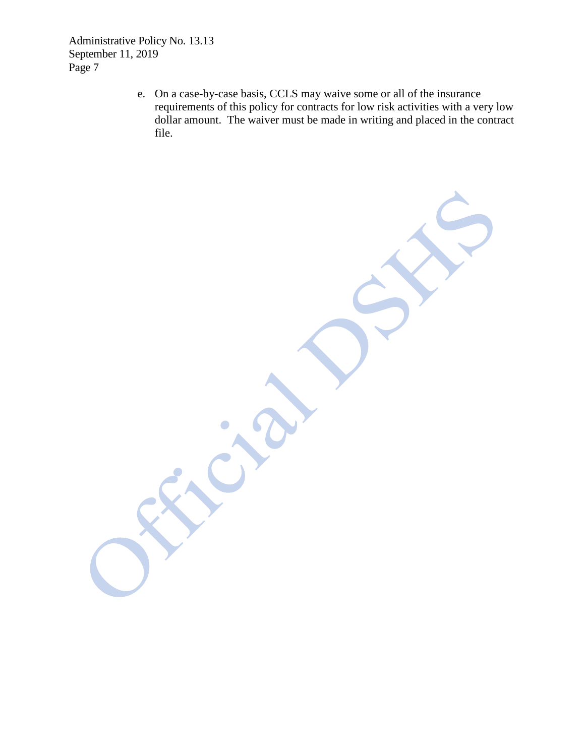e. On a case-by-case basis, CCLS may waive some or all of the insurance requirements of this policy for contracts for low risk activities with a very low dollar amount. The waiver must be made in writing and placed in the contract file.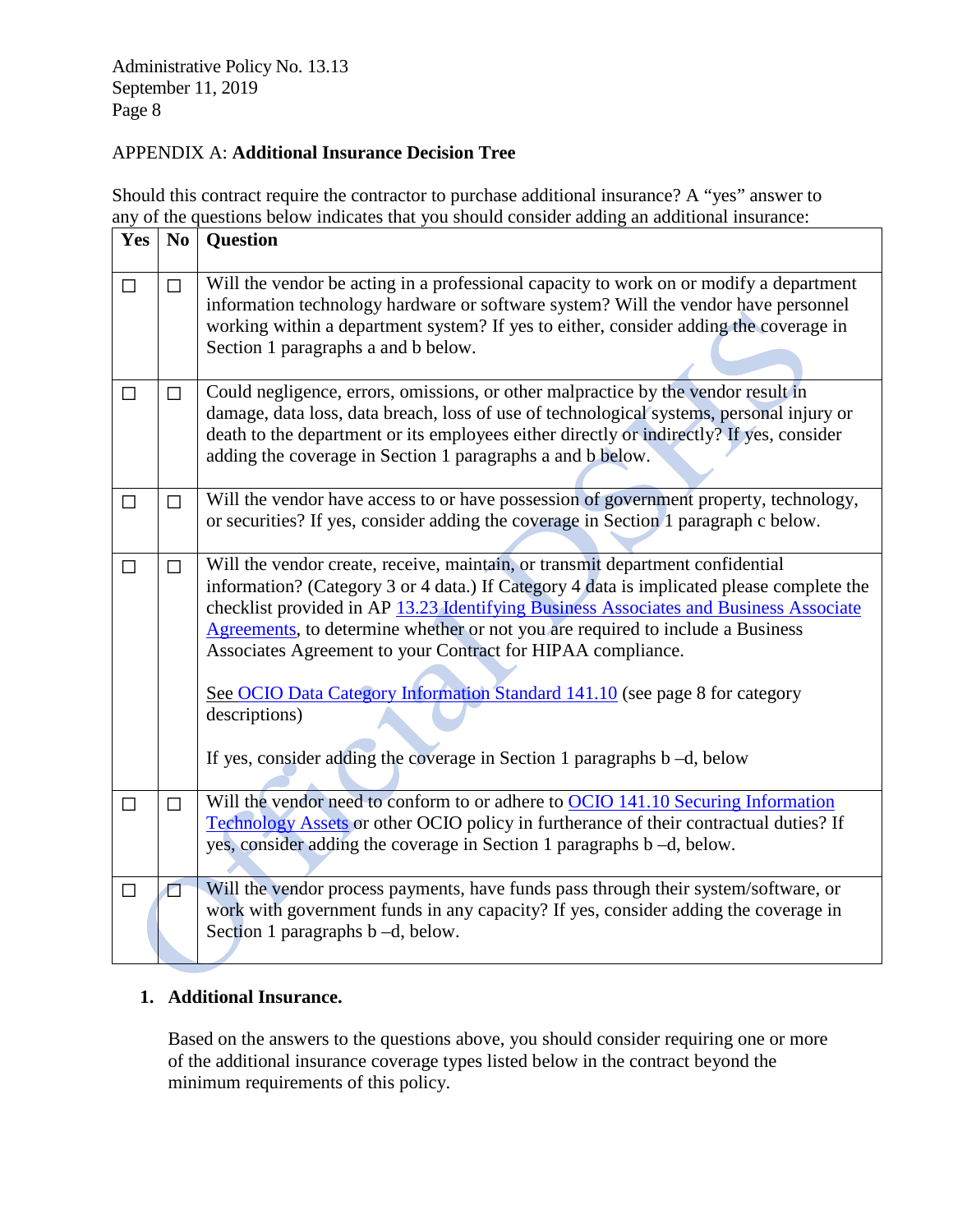## APPENDIX A: **Additional Insurance Decision Tree**

Should this contract require the contractor to purchase additional insurance? A "yes" answer to any of the questions below indicates that you should consider adding an additional insurance:

| Yes | No | Question |
|---|---|---|
| ☐ | ☐ | Will the vendor be acting in a professional capacity to work on or modify a department information technology hardware or software system? Will the vendor have personnel working within a department system? If yes to either, consider adding the coverage in Section 1 paragraphs a and b below. |
| ☐ | ☐ | Could negligence, errors, omissions, or other malpractice by the vendor result in damage, data loss, data breach, loss of use of technological systems, personal injury or death to the department or its employees either directly or indirectly? If yes, consider adding the coverage in Section 1 paragraphs a and b below. |
| ☐ | ☐ | Will the vendor have access to or have possession of government property, technology, or securities? If yes, consider adding the coverage in Section 1 paragraph c below. |
| ☐ | ☐ | Will the vendor create, receive, maintain, or transmit department confidential information? (Category 3 or 4 data.) If Category 4 data is implicated please complete the checklist provided in AP 13.23 Identifying Business Associates and Business Associate Agreements, to determine whether or not you are required to include a Business Associates Agreement to your Contract for HIPAA compliance.<br><br>See OCIO Data Category Information Standard 141.10 (see page 8 for category descriptions)<br><br>If yes, consider adding the coverage in Section 1 paragraphs b –d, below |
| ☐ | ☐ | Will the vendor need to conform to or adhere to OCIO 141.10 Securing Information Technology Assets or other OCIO policy in furtherance of their contractual duties? If yes, consider adding the coverage in Section 1 paragraphs b –d, below. |
| ☐ | ☐ | Will the vendor process payments, have funds pass through their system/software, or work with government funds in any capacity? If yes, consider adding the coverage in Section 1 paragraphs b –d, below. |

1. **Additional Insurance.**

   Based on the answers to the questions above, you should consider requiring one or more of the additional insurance coverage types listed below in the contract beyond the minimum requirements of this policy.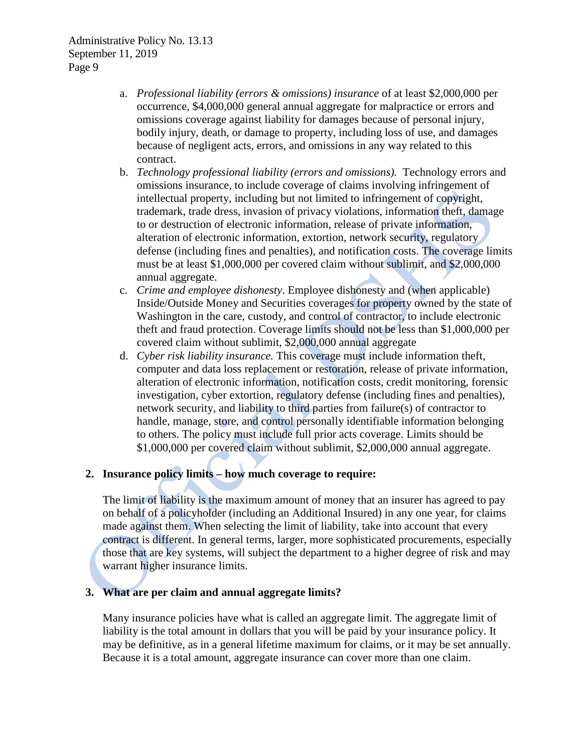a. *Professional liability (errors & omissions) insurance* of at least $2,000,000 per occurrence, $4,000,000 general annual aggregate for malpractice or errors and omissions coverage against liability for damages because of personal injury, bodily injury, death, or damage to property, including loss of use, and damages because of negligent acts, errors, and omissions in any way related to this contract.

b. *Technology professional liability (errors and omissions).* Technology errors and omissions insurance, to include coverage of claims involving infringement of intellectual property, including but not limited to infringement of copyright, trademark, trade dress, invasion of privacy violations, information theft, damage to or destruction of electronic information, release of private information, alteration of electronic information, extortion, network security, regulatory defense (including fines and penalties), and notification costs. The coverage limits must be at least $1,000,000 per covered claim without sublimit, and $2,000,000 annual aggregate.

c. *Crime and employee dishonesty*. Employee dishonesty and (when applicable) Inside/Outside Money and Securities coverages for property owned by the state of Washington in the care, custody, and control of contractor, to include electronic theft and fraud protection. Coverage limits should not be less than $1,000,000 per covered claim without sublimit, $2,000,000 annual aggregate

d. *Cyber risk liability insurance.* This coverage must include information theft, computer and data loss replacement or restoration, release of private information, alteration of electronic information, notification costs, credit monitoring, forensic investigation, cyber extortion, regulatory defense (including fines and penalties), network security, and liability to third parties from failure(s) of contractor to handle, manage, store, and control personally identifiable information belonging to others. The policy must include full prior acts coverage. Limits should be $1,000,000 per covered claim without sublimit, $2,000,000 annual aggregate.

**2. Insurance policy limits – how much coverage to require:**

The limit of liability is the maximum amount of money that an insurer has agreed to pay on behalf of a policyholder (including an Additional Insured) in any one year, for claims made against them. When selecting the limit of liability, take into account that every contract is different. In general terms, larger, more sophisticated procurements, especially those that are key systems, will subject the department to a higher degree of risk and may warrant higher insurance limits.

**3. What are per claim and annual aggregate limits?**

Many insurance policies have what is called an aggregate limit. The aggregate limit of liability is the total amount in dollars that you will be paid by your insurance policy. It may be definitive, as in a general lifetime maximum for claims, or it may be set annually. Because it is a total amount, aggregate insurance can cover more than one claim.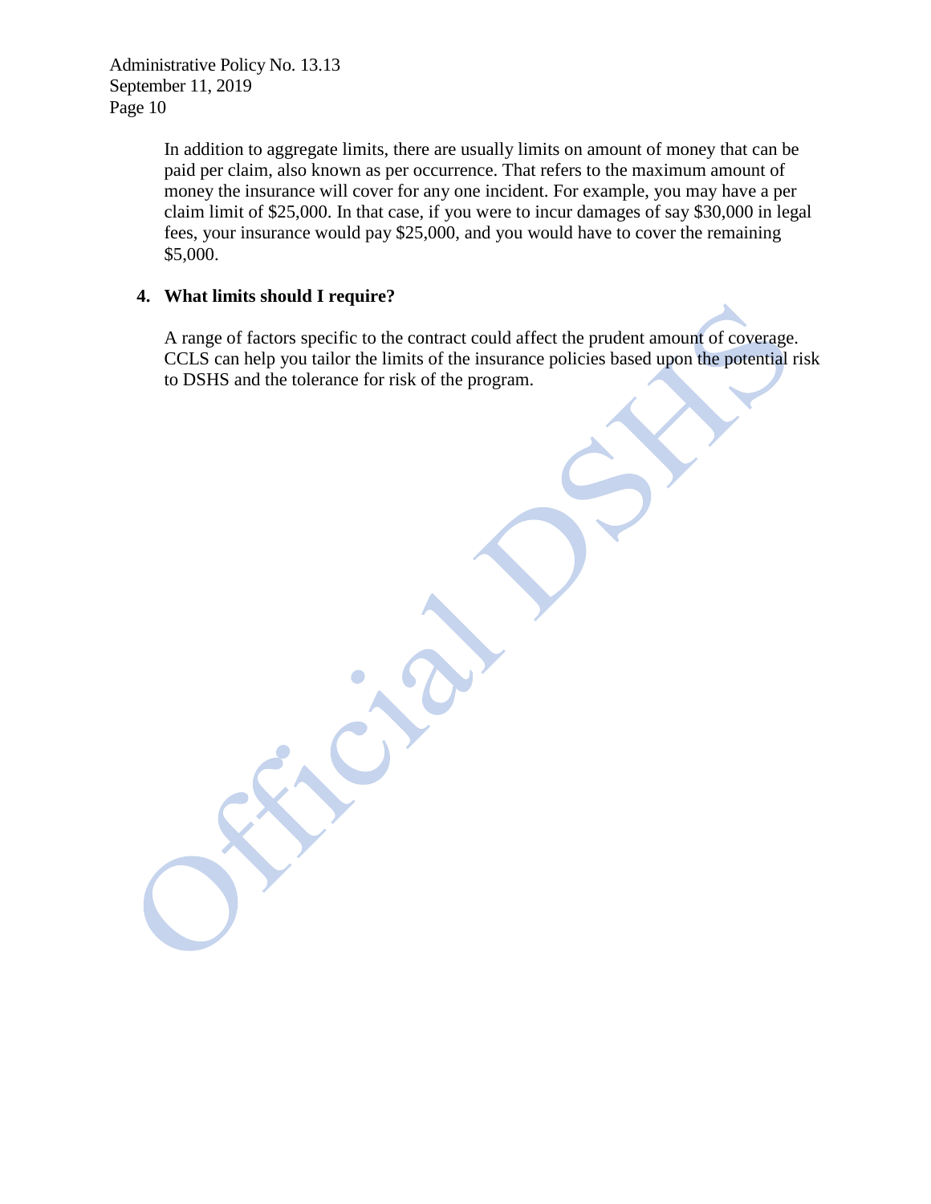In addition to aggregate limits, there are usually limits on amount of money that can be paid per claim, also known as per occurrence. That refers to the maximum amount of money the insurance will cover for any one incident. For example, you may have a per claim limit of $25,000. In that case, if you were to incur damages of say $30,000 in legal fees, your insurance would pay $25,000, and you would have to cover the remaining $5,000.

**4. What limits should I require?**

A range of factors specific to the contract could affect the prudent amount of coverage. CCLS can help you tailor the limits of the insurance policies based upon the potential risk to DSHS and the tolerance for risk of the program.